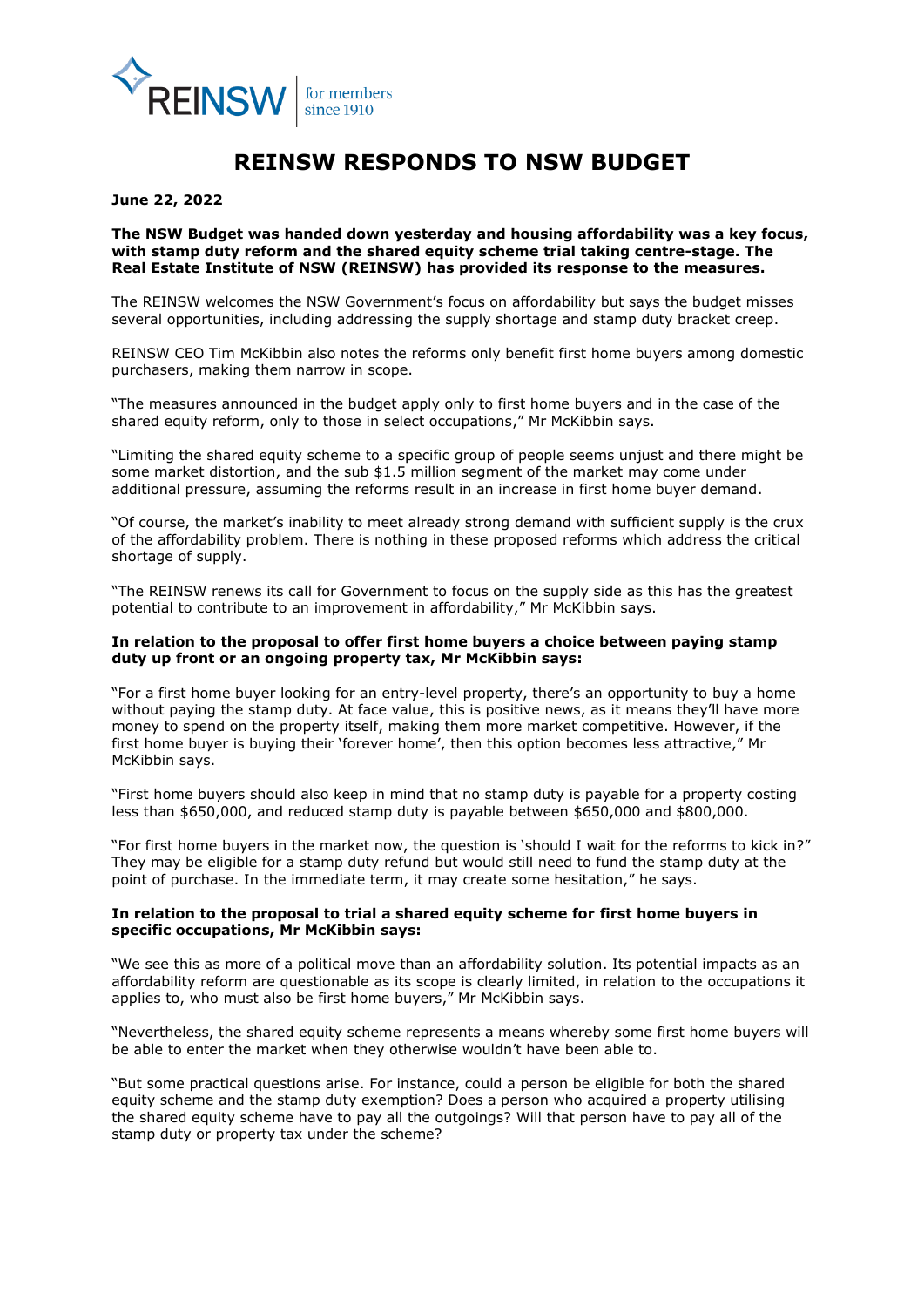REINSW | for members since 1910

# REINSW RESPONDS TO NSW BUDGET

**June 22, 2022**

**The NSW Budget was handed down yesterday and housing affordability was a key focus, with stamp duty reform and the shared equity scheme trial taking centre-stage. The Real Estate Institute of NSW (REINSW) has provided its response to the measures.**

The REINSW welcomes the NSW Government's focus on affordability but says the budget misses several opportunities, including addressing the supply shortage and stamp duty bracket creep.

REINSW CEO Tim McKibbin also notes the reforms only benefit first home buyers among domestic purchasers, making them narrow in scope.

"The measures announced in the budget apply only to first home buyers and in the case of the shared equity reform, only to those in select occupations," Mr McKibbin says.

"Limiting the shared equity scheme to a specific group of people seems unjust and there might be some market distortion, and the sub $1.5 million segment of the market may come under additional pressure, assuming the reforms result in an increase in first home buyer demand.

"Of course, the market's inability to meet already strong demand with sufficient supply is the crux of the affordability problem. There is nothing in these proposed reforms which address the critical shortage of supply.

"The REINSW renews its call for Government to focus on the supply side as this has the greatest potential to contribute to an improvement in affordability," Mr McKibbin says.

**In relation to the proposal to offer first home buyers a choice between paying stamp duty up front or an ongoing property tax, Mr McKibbin says:**

"For a first home buyer looking for an entry-level property, there's an opportunity to buy a home without paying the stamp duty. At face value, this is positive news, as it means they'll have more money to spend on the property itself, making them more market competitive. However, if the first home buyer is buying their 'forever home', then this option becomes less attractive," Mr McKibbin says.

"First home buyers should also keep in mind that no stamp duty is payable for a property costing less than $650,000, and reduced stamp duty is payable between $650,000 and $800,000.

"For first home buyers in the market now, the question is 'should I wait for the reforms to kick in?" They may be eligible for a stamp duty refund but would still need to fund the stamp duty at the point of purchase. In the immediate term, it may create some hesitation," he says.

**In relation to the proposal to trial a shared equity scheme for first home buyers in specific occupations, Mr McKibbin says:**

"We see this as more of a political move than an affordability solution. Its potential impacts as an affordability reform are questionable as its scope is clearly limited, in relation to the occupations it applies to, who must also be first home buyers," Mr McKibbin says.

"Nevertheless, the shared equity scheme represents a means whereby some first home buyers will be able to enter the market when they otherwise wouldn't have been able to.

"But some practical questions arise. For instance, could a person be eligible for both the shared equity scheme and the stamp duty exemption? Does a person who acquired a property utilising the shared equity scheme have to pay all the outgoings? Will that person have to pay all of the stamp duty or property tax under the scheme?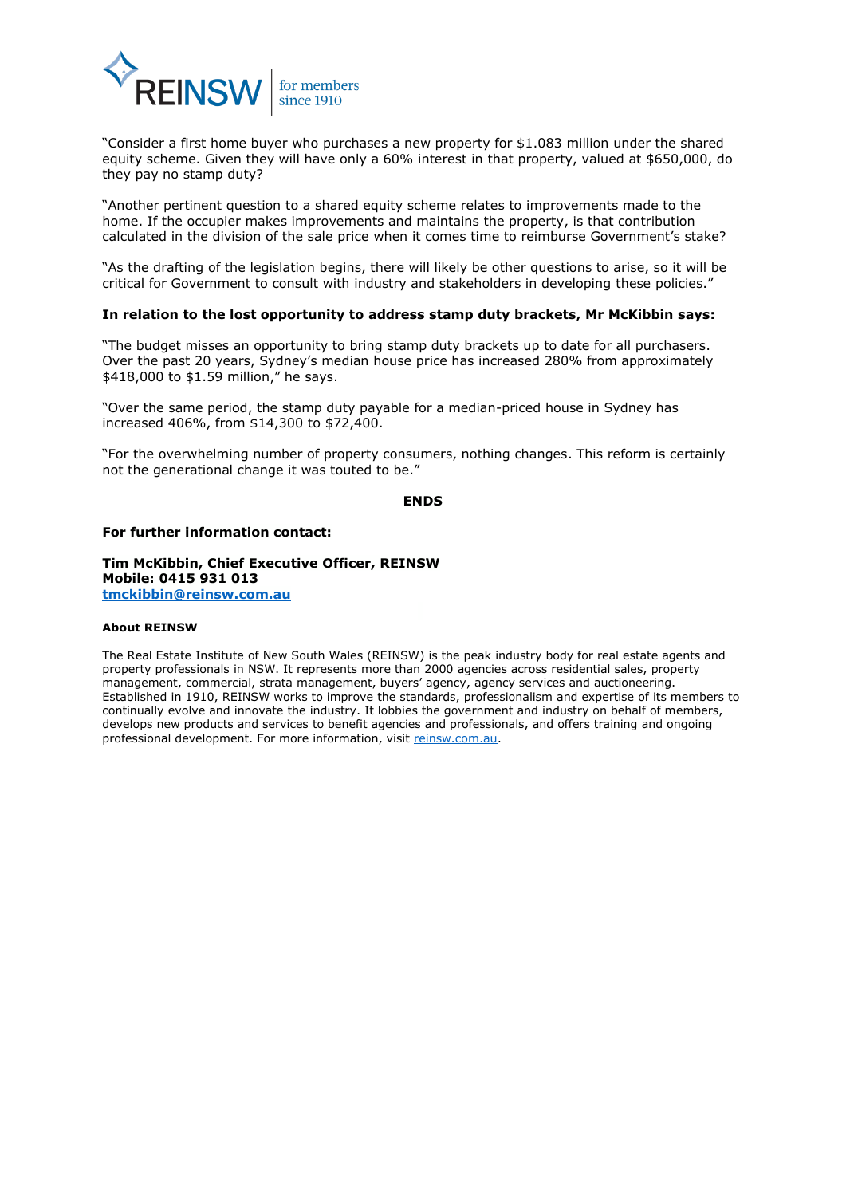"Consider a first home buyer who purchases a new property for $1.083 million under the shared equity scheme. Given they will have only a 60% interest in that property, valued at $650,000, do they pay no stamp duty?

"Another pertinent question to a shared equity scheme relates to improvements made to the home. If the occupier makes improvements and maintains the property, is that contribution calculated in the division of the sale price when it comes time to reimburse Government's stake?

"As the drafting of the legislation begins, there will likely be other questions to arise, so it will be critical for Government to consult with industry and stakeholders in developing these policies."

**In relation to the lost opportunity to address stamp duty brackets, Mr McKibbin says:**

"The budget misses an opportunity to bring stamp duty brackets up to date for all purchasers. Over the past 20 years, Sydney's median house price has increased 280% from approximately $418,000 to $1.59 million," he says.

"Over the same period, the stamp duty payable for a median-priced house in Sydney has increased 406%, from $14,300 to $72,400.

"For the overwhelming number of property consumers, nothing changes. This reform is certainly not the generational change it was touted to be."

**ENDS**

**For further information contact:**

**Tim McKibbin, Chief Executive Officer, REINSW**
**Mobile: 0415 931 013**
**tmckibbin@reinsw.com.au**

**About REINSW**

The Real Estate Institute of New South Wales (REINSW) is the peak industry body for real estate agents and property professionals in NSW. It represents more than 2000 agencies across residential sales, property management, commercial, strata management, buyers' agency, agency services and auctioneering. Established in 1910, REINSW works to improve the standards, professionalism and expertise of its members to continually evolve and innovate the industry. It lobbies the government and industry on behalf of members, develops new products and services to benefit agencies and professionals, and offers training and ongoing professional development. For more information, visit reinsw.com.au.